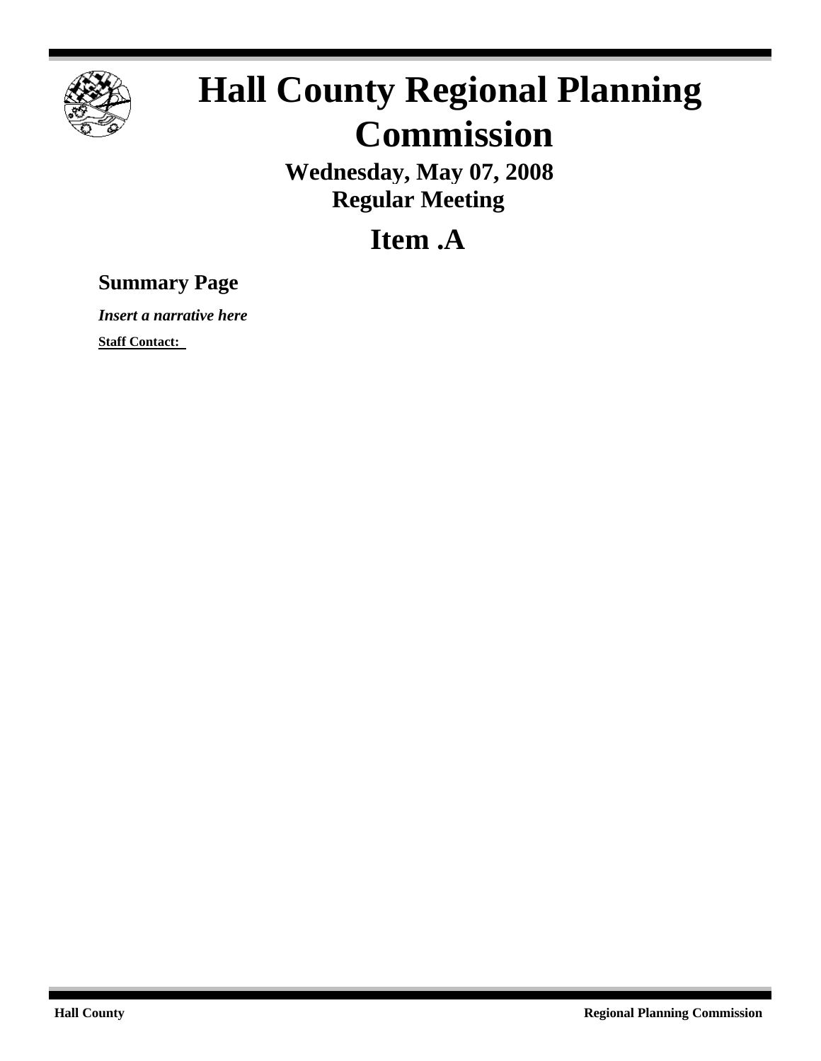# Hall County Regional Planning Commission

**Wednesday, May 07, 2008**
**Regular Meeting**

## Item .A

### Summary Page

***Insert a narrative here***

**Staff Contact:**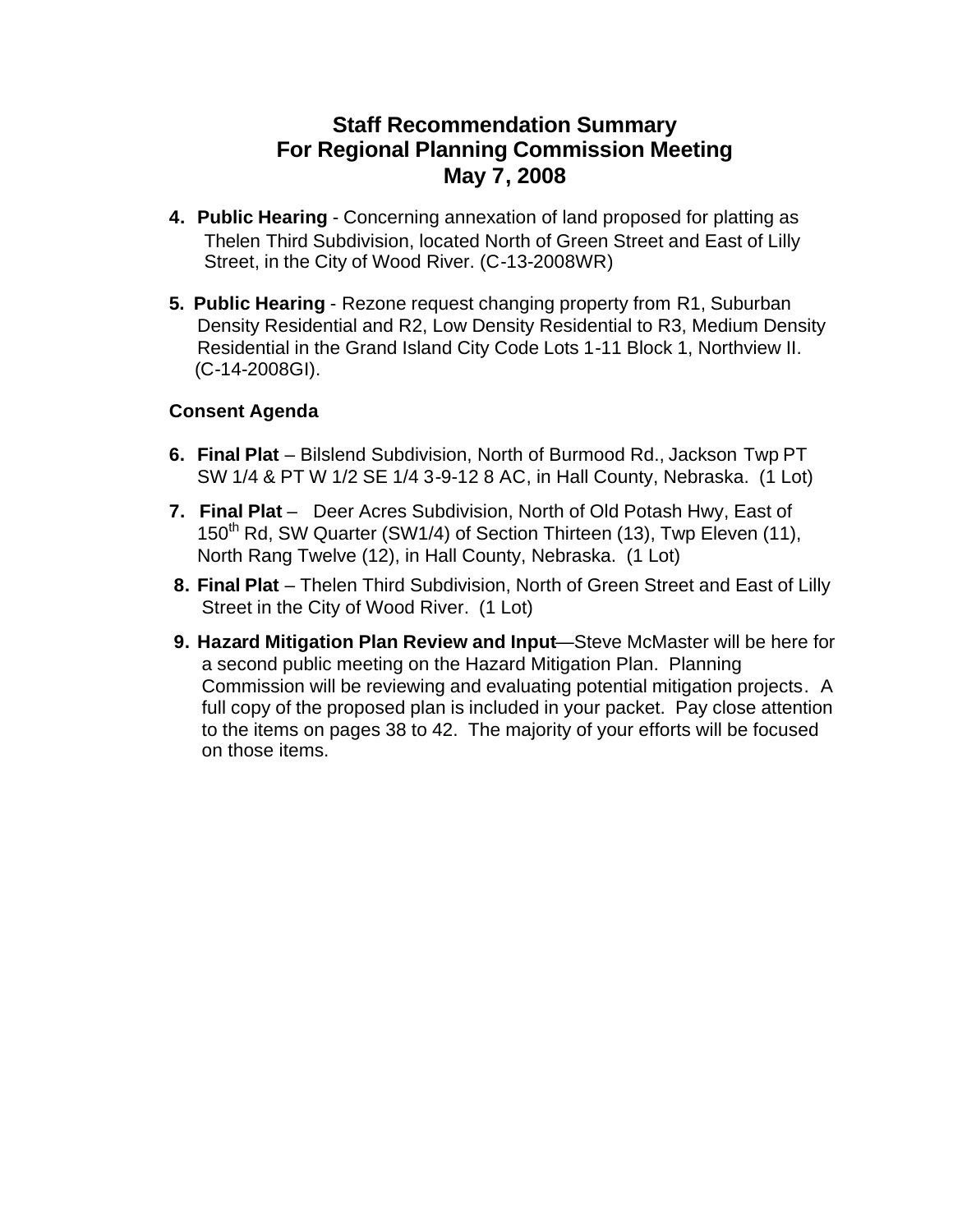# Staff Recommendation Summary
# For Regional Planning Commission Meeting
# May 7, 2008

4. **Public Hearing** - Concerning annexation of land proposed for platting as Thelen Third Subdivision, located North of Green Street and East of Lilly Street, in the City of Wood River. (C-13-2008WR)

5. **Public Hearing** - Rezone request changing property from R1, Suburban Density Residential and R2, Low Density Residential to R3, Medium Density Residential in the Grand Island City Code Lots 1-11 Block 1, Northview II. (C-14-2008GI).

**Consent Agenda**

6. **Final Plat** – Bilslend Subdivision, North of Burmood Rd., Jackson Twp PT SW 1/4 & PT W 1/2 SE 1/4 3-9-12 8 AC, in Hall County, Nebraska. (1 Lot)

7. **Final Plat** – Deer Acres Subdivision, North of Old Potash Hwy, East of 150th Rd, SW Quarter (SW1/4) of Section Thirteen (13), Twp Eleven (11), North Rang Twelve (12), in Hall County, Nebraska. (1 Lot)

8. **Final Plat** – Thelen Third Subdivision, North of Green Street and East of Lilly Street in the City of Wood River. (1 Lot)

9. **Hazard Mitigation Plan Review and Input**—Steve McMaster will be here for a second public meeting on the Hazard Mitigation Plan. Planning Commission will be reviewing and evaluating potential mitigation projects. A full copy of the proposed plan is included in your packet. Pay close attention to the items on pages 38 to 42. The majority of your efforts will be focused on those items.